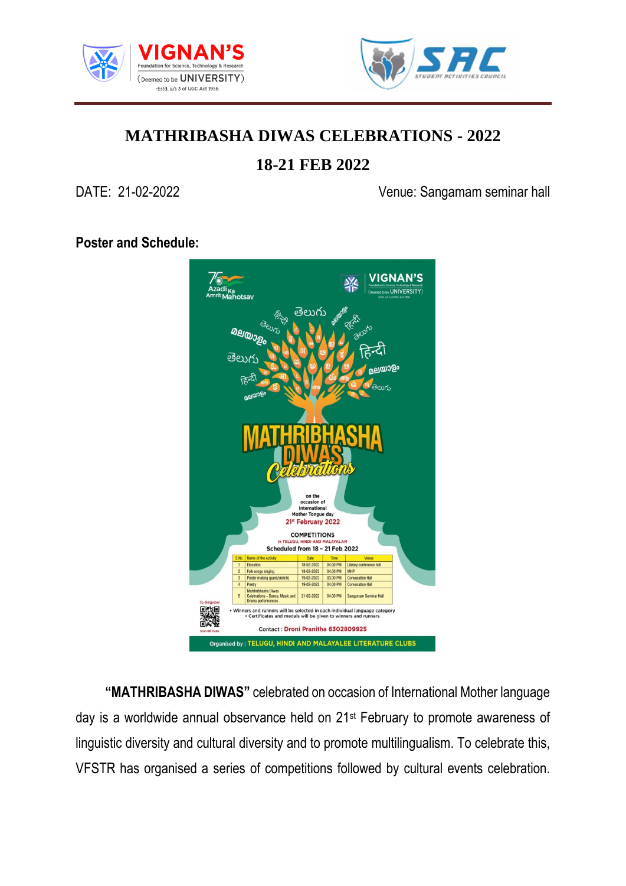# MATHRIBASHA DIWAS CELEBRATIONS - 2022

## 18-21 FEB 2022

DATE: 21-02-2022 Venue: Sangamam seminar hall

**Poster and Schedule:**

MATHRIBHASHA DIWAS Celebrations

on the occasion of International Mother Tongue day
21st February 2022

COMPETITIONS
in TELUGU, HINDI AND MALAYALAM
Scheduled from 18 – 21 Feb 2022

| S.No | Name of the Activity | Date | Time | Venue |
|---|---|---|---|---|
| 1 | Elocution | 18-02-2022 | 04.00 PM | Library conference hall |
| 2 | Folk songs singing | 18-02-2022 | 04.00 PM | MHP |
| 3 | Poster making (paint/sketch) | 19-02-2022 | 03.00 PM | Convocation Hall |
| 4 | Poetry | 19-02-2022 | 04.00 PM | Convocation Hall |
| 5 | Mathribhasha Diwas Celebrations – Dance, Music and Drama performances | 21-02-2022 | 04.00 PM | Sangamam Seminar Hall |

- Winners and runners will be selected in each individual language category
- Certificates and medals will be given to winners and runners

Contact : Droni Pranitha 6302809925

Organised by : TELUGU, HINDI AND MALAYALEE LITERATURE CLUBS

**"MATHRIBASHA DIWAS"** celebrated on occasion of International Mother language day is a worldwide annual observance held on 21st February to promote awareness of linguistic diversity and cultural diversity and to promote multilingualism. To celebrate this, VFSTR has organised a series of competitions followed by cultural events celebration.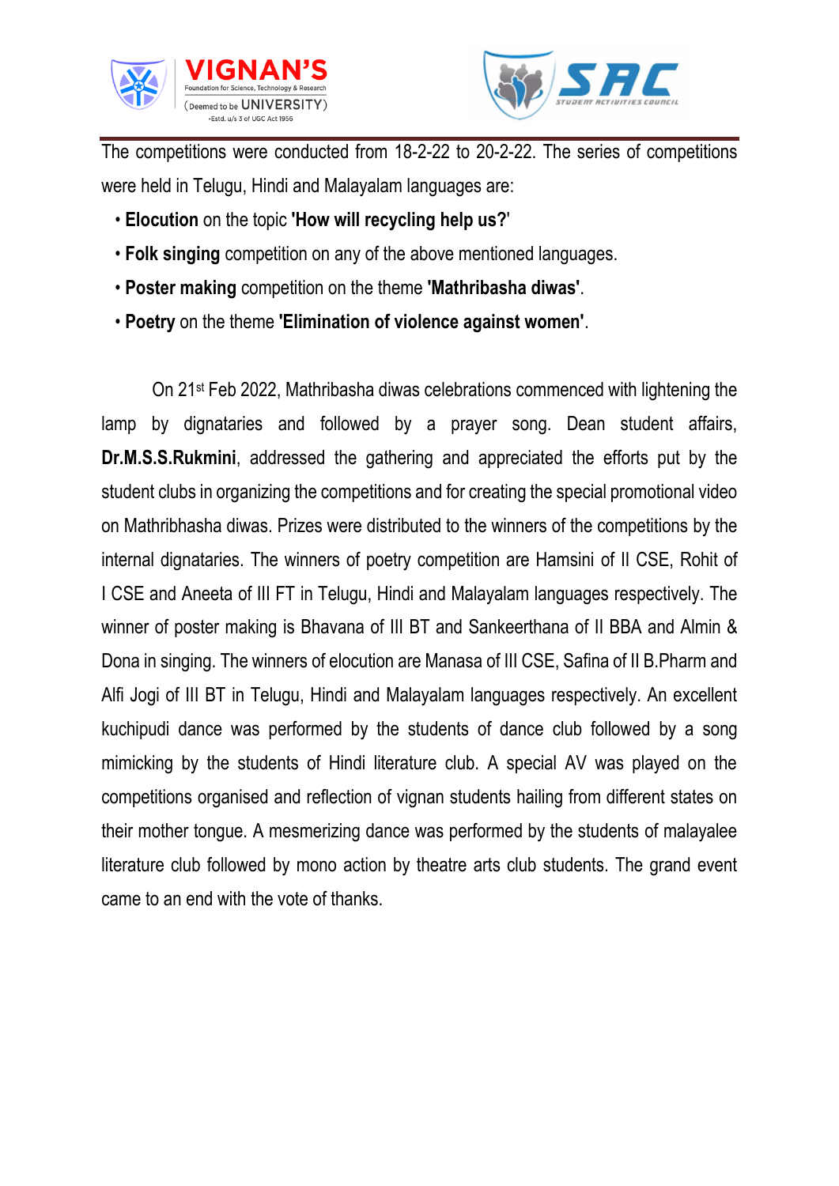The competitions were conducted from 18-2-22 to 20-2-22. The series of competitions were held in Telugu, Hindi and Malayalam languages are:

- **Elocution** on the topic **'How will recycling help us?**'
- **Folk singing** competition on any of the above mentioned languages.
- **Poster making** competition on the theme **'Mathribasha diwas'**.
- **Poetry** on the theme **'Elimination of violence against women'**.

On 21st Feb 2022, Mathribasha diwas celebrations commenced with lightening the lamp by dignataries and followed by a prayer song. Dean student affairs, **Dr.M.S.S.Rukmini**, addressed the gathering and appreciated the efforts put by the student clubs in organizing the competitions and for creating the special promotional video on Mathribhasha diwas. Prizes were distributed to the winners of the competitions by the internal dignataries. The winners of poetry competition are Hamsini of II CSE, Rohit of I CSE and Aneeta of III FT in Telugu, Hindi and Malayalam languages respectively. The winner of poster making is Bhavana of III BT and Sankeerthana of II BBA and Almin & Dona in singing. The winners of elocution are Manasa of III CSE, Safina of II B.Pharm and Alfi Jogi of III BT in Telugu, Hindi and Malayalam languages respectively. An excellent kuchipudi dance was performed by the students of dance club followed by a song mimicking by the students of Hindi literature club. A special AV was played on the competitions organised and reflection of vignan students hailing from different states on their mother tongue. A mesmerizing dance was performed by the students of malayalee literature club followed by mono action by theatre arts club students. The grand event came to an end with the vote of thanks.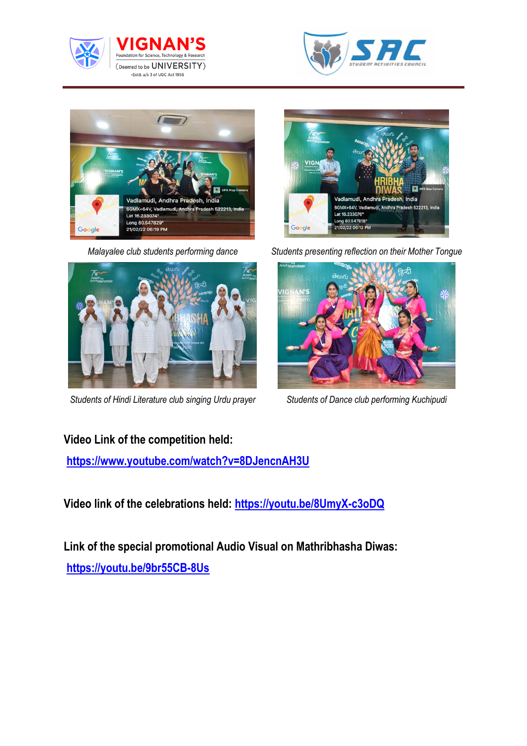*Malayalee club students performing dance*

*Students presenting reflection on their Mother Tongue*

*Students of Hindi Literature club singing Urdu prayer*

*Students of Dance club performing Kuchipudi*

**Video Link of the competition held:**

https://www.youtube.com/watch?v=8DJencnAH3U

**Video link of the celebrations held:** https://youtu.be/8UmyX-c3oDQ

**Link of the special promotional Audio Visual on Mathribhasha Diwas:**

https://youtu.be/9br55CB-8Us